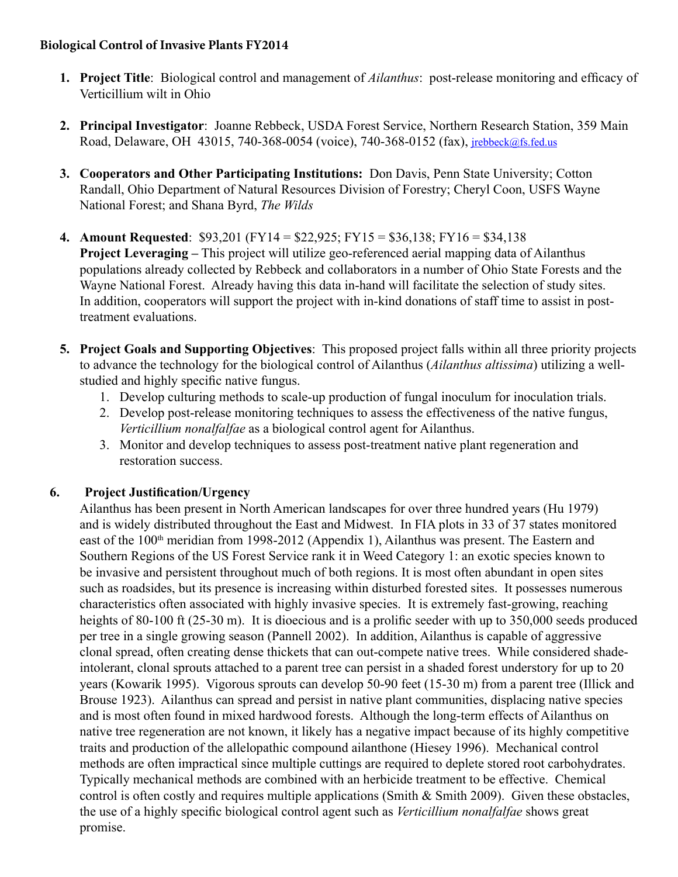## Biological Control of Invasive Plants FY2014

1. **Project Title**: Biological control and management of *Ailanthus*: post-release monitoring and efficacy of Verticillium wilt in Ohio

2. **Principal Investigator**: Joanne Rebbeck, USDA Forest Service, Northern Research Station, 359 Main Road, Delaware, OH 43015, 740-368-0054 (voice), 740-368-0152 (fax), jrebbeck@fs.fed.us

3. **Cooperators and Other Participating Institutions:** Don Davis, Penn State University; Cotton Randall, Ohio Department of Natural Resources Division of Forestry; Cheryl Coon, USFS Wayne National Forest; and Shana Byrd, *The Wilds*

4. **Amount Requested**: $93,201 (FY14 = $22,925; FY15 = $36,138; FY16 = $34,138
   **Project Leveraging –** This project will utilize geo-referenced aerial mapping data of Ailanthus populations already collected by Rebbeck and collaborators in a number of Ohio State Forests and the Wayne National Forest. Already having this data in-hand will facilitate the selection of study sites. In addition, cooperators will support the project with in-kind donations of staff time to assist in post-treatment evaluations.

5. **Project Goals and Supporting Objectives**: This proposed project falls within all three priority projects to advance the technology for the biological control of Ailanthus (*Ailanthus altissima*) utilizing a well-studied and highly specific native fungus.
   1. Develop culturing methods to scale-up production of fungal inoculum for inoculation trials.
   2. Develop post-release monitoring techniques to assess the effectiveness of the native fungus, *Verticillium nonalfalfae* as a biological control agent for Ailanthus.
   3. Monitor and develop techniques to assess post-treatment native plant regeneration and restoration success.

6. **Project Justification/Urgency**
   Ailanthus has been present in North American landscapes for over three hundred years (Hu 1979) and is widely distributed throughout the East and Midwest. In FIA plots in 33 of 37 states monitored east of the 100th meridian from 1998-2012 (Appendix 1), Ailanthus was present. The Eastern and Southern Regions of the US Forest Service rank it in Weed Category 1: an exotic species known to be invasive and persistent throughout much of both regions. It is most often abundant in open sites such as roadsides, but its presence is increasing within disturbed forested sites. It possesses numerous characteristics often associated with highly invasive species. It is extremely fast-growing, reaching heights of 80-100 ft (25-30 m). It is dioecious and is a prolific seeder with up to 350,000 seeds produced per tree in a single growing season (Pannell 2002). In addition, Ailanthus is capable of aggressive clonal spread, often creating dense thickets that can out-compete native trees. While considered shade-intolerant, clonal sprouts attached to a parent tree can persist in a shaded forest understory for up to 20 years (Kowarik 1995). Vigorous sprouts can develop 50-90 feet (15-30 m) from a parent tree (Illick and Brouse 1923). Ailanthus can spread and persist in native plant communities, displacing native species and is most often found in mixed hardwood forests. Although the long-term effects of Ailanthus on native tree regeneration are not known, it likely has a negative impact because of its highly competitive traits and production of the allelopathic compound ailanthone (Hiesey 1996). Mechanical control methods are often impractical since multiple cuttings are required to deplete stored root carbohydrates. Typically mechanical methods are combined with an herbicide treatment to be effective. Chemical control is often costly and requires multiple applications (Smith & Smith 2009). Given these obstacles, the use of a highly specific biological control agent such as *Verticillium nonalfalfae* shows great promise.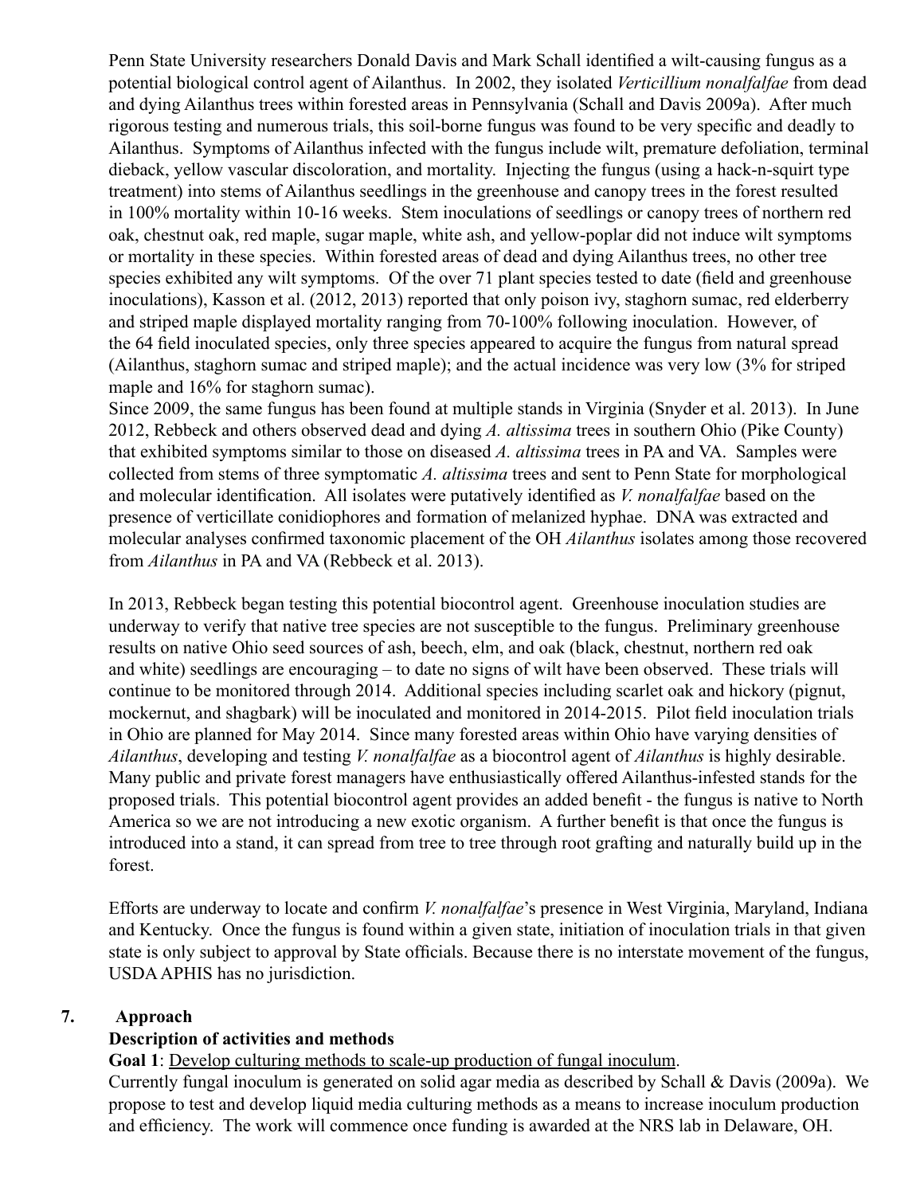Penn State University researchers Donald Davis and Mark Schall identified a wilt-causing fungus as a potential biological control agent of Ailanthus. In 2002, they isolated *Verticillium nonalfalfae* from dead and dying Ailanthus trees within forested areas in Pennsylvania (Schall and Davis 2009a). After much rigorous testing and numerous trials, this soil-borne fungus was found to be very specific and deadly to Ailanthus. Symptoms of Ailanthus infected with the fungus include wilt, premature defoliation, terminal dieback, yellow vascular discoloration, and mortality. Injecting the fungus (using a hack-n-squirt type treatment) into stems of Ailanthus seedlings in the greenhouse and canopy trees in the forest resulted in 100% mortality within 10-16 weeks. Stem inoculations of seedlings or canopy trees of northern red oak, chestnut oak, red maple, sugar maple, white ash, and yellow-poplar did not induce wilt symptoms or mortality in these species. Within forested areas of dead and dying Ailanthus trees, no other tree species exhibited any wilt symptoms. Of the over 71 plant species tested to date (field and greenhouse inoculations), Kasson et al. (2012, 2013) reported that only poison ivy, staghorn sumac, red elderberry and striped maple displayed mortality ranging from 70-100% following inoculation. However, of the 64 field inoculated species, only three species appeared to acquire the fungus from natural spread (Ailanthus, staghorn sumac and striped maple); and the actual incidence was very low (3% for striped maple and 16% for staghorn sumac).
Since 2009, the same fungus has been found at multiple stands in Virginia (Snyder et al. 2013). In June 2012, Rebbeck and others observed dead and dying *A. altissima* trees in southern Ohio (Pike County) that exhibited symptoms similar to those on diseased *A. altissima* trees in PA and VA. Samples were collected from stems of three symptomatic *A. altissima* trees and sent to Penn State for morphological and molecular identification. All isolates were putatively identified as *V. nonalfalfae* based on the presence of verticillate conidiophores and formation of melanized hyphae. DNA was extracted and molecular analyses confirmed taxonomic placement of the OH *Ailanthus* isolates among those recovered from *Ailanthus* in PA and VA (Rebbeck et al. 2013).

In 2013, Rebbeck began testing this potential biocontrol agent. Greenhouse inoculation studies are underway to verify that native tree species are not susceptible to the fungus. Preliminary greenhouse results on native Ohio seed sources of ash, beech, elm, and oak (black, chestnut, northern red oak and white) seedlings are encouraging – to date no signs of wilt have been observed. These trials will continue to be monitored through 2014. Additional species including scarlet oak and hickory (pignut, mockernut, and shagbark) will be inoculated and monitored in 2014-2015. Pilot field inoculation trials in Ohio are planned for May 2014. Since many forested areas within Ohio have varying densities of *Ailanthus*, developing and testing *V. nonalfalfae* as a biocontrol agent of *Ailanthus* is highly desirable. Many public and private forest managers have enthusiastically offered Ailanthus-infested stands for the proposed trials. This potential biocontrol agent provides an added benefit - the fungus is native to North America so we are not introducing a new exotic organism. A further benefit is that once the fungus is introduced into a stand, it can spread from tree to tree through root grafting and naturally build up in the forest.

Efforts are underway to locate and confirm *V. nonalfalfae*'s presence in West Virginia, Maryland, Indiana and Kentucky. Once the fungus is found within a given state, initiation of inoculation trials in that given state is only subject to approval by State officials. Because there is no interstate movement of the fungus, USDA APHIS has no jurisdiction.

## 7. Approach

### Description of activities and methods

**Goal 1**: Develop culturing methods to scale-up production of fungal inoculum.

Currently fungal inoculum is generated on solid agar media as described by Schall & Davis (2009a). We propose to test and develop liquid media culturing methods as a means to increase inoculum production and efficiency. The work will commence once funding is awarded at the NRS lab in Delaware, OH.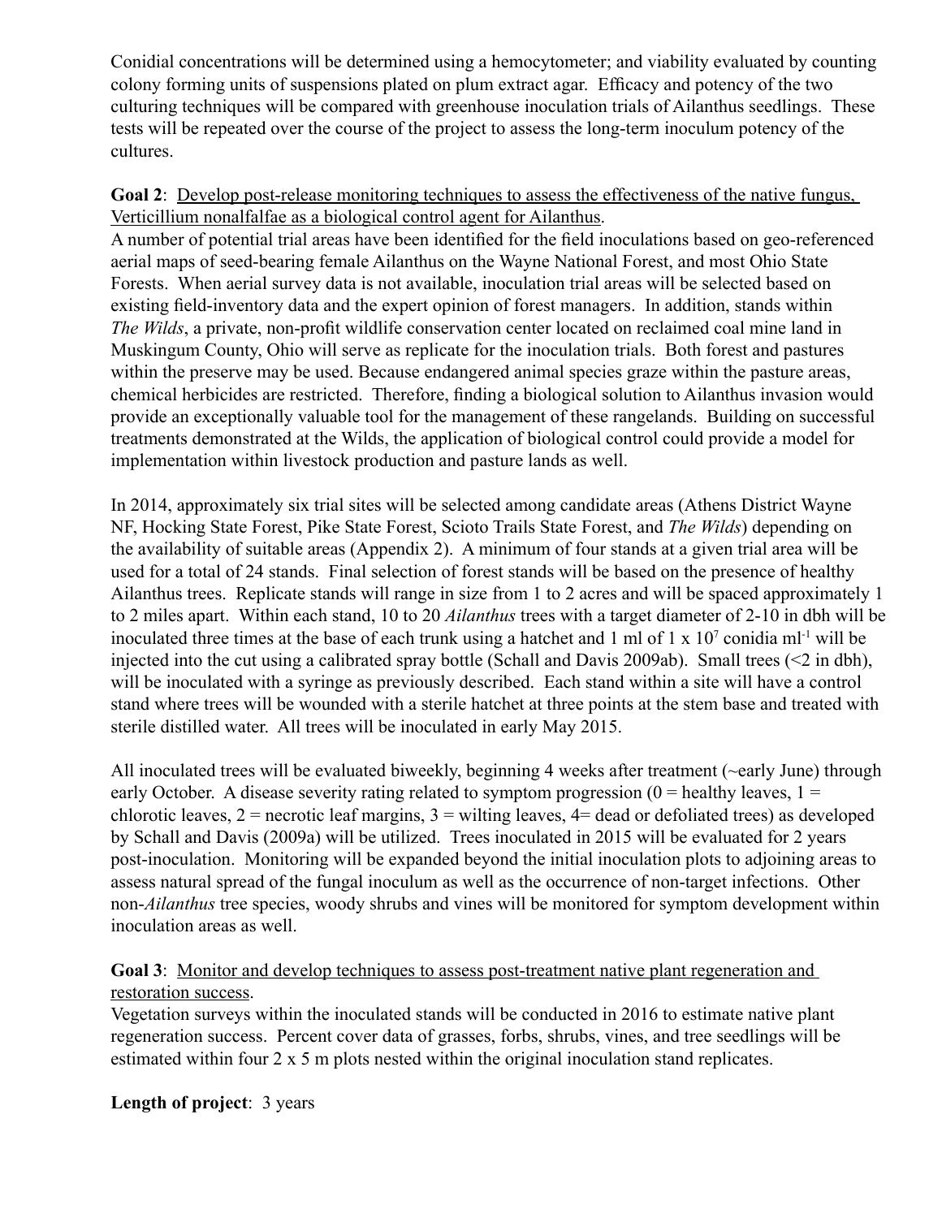Conidial concentrations will be determined using a hemocytometer; and viability evaluated by counting colony forming units of suspensions plated on plum extract agar. Efficacy and potency of the two culturing techniques will be compared with greenhouse inoculation trials of Ailanthus seedlings. These tests will be repeated over the course of the project to assess the long-term inoculum potency of the cultures.

**Goal 2**: Develop post-release monitoring techniques to assess the effectiveness of the native fungus, Verticillium nonalfalfae as a biological control agent for Ailanthus.

A number of potential trial areas have been identified for the field inoculations based on geo-referenced aerial maps of seed-bearing female Ailanthus on the Wayne National Forest, and most Ohio State Forests. When aerial survey data is not available, inoculation trial areas will be selected based on existing field-inventory data and the expert opinion of forest managers. In addition, stands within *The Wilds*, a private, non-profit wildlife conservation center located on reclaimed coal mine land in Muskingum County, Ohio will serve as replicate for the inoculation trials. Both forest and pastures within the preserve may be used. Because endangered animal species graze within the pasture areas, chemical herbicides are restricted. Therefore, finding a biological solution to Ailanthus invasion would provide an exceptionally valuable tool for the management of these rangelands. Building on successful treatments demonstrated at the Wilds, the application of biological control could provide a model for implementation within livestock production and pasture lands as well.

In 2014, approximately six trial sites will be selected among candidate areas (Athens District Wayne NF, Hocking State Forest, Pike State Forest, Scioto Trails State Forest, and *The Wilds*) depending on the availability of suitable areas (Appendix 2). A minimum of four stands at a given trial area will be used for a total of 24 stands. Final selection of forest stands will be based on the presence of healthy Ailanthus trees. Replicate stands will range in size from 1 to 2 acres and will be spaced approximately 1 to 2 miles apart. Within each stand, 10 to 20 *Ailanthus* trees with a target diameter of 2-10 in dbh will be inoculated three times at the base of each trunk using a hatchet and 1 ml of $1 \times 10^7$ conidia $ml^{-1}$ will be injected into the cut using a calibrated spray bottle (Schall and Davis 2009ab). Small trees (<2 in dbh), will be inoculated with a syringe as previously described. Each stand within a site will have a control stand where trees will be wounded with a sterile hatchet at three points at the stem base and treated with sterile distilled water. All trees will be inoculated in early May 2015.

All inoculated trees will be evaluated biweekly, beginning 4 weeks after treatment (~early June) through early October. A disease severity rating related to symptom progression (0 = healthy leaves, 1 = chlorotic leaves, 2 = necrotic leaf margins, 3 = wilting leaves, 4= dead or defoliated trees) as developed by Schall and Davis (2009a) will be utilized. Trees inoculated in 2015 will be evaluated for 2 years post-inoculation. Monitoring will be expanded beyond the initial inoculation plots to adjoining areas to assess natural spread of the fungal inoculum as well as the occurrence of non-target infections. Other non-*Ailanthus* tree species, woody shrubs and vines will be monitored for symptom development within inoculation areas as well.

**Goal 3**: Monitor and develop techniques to assess post-treatment native plant regeneration and restoration success.

Vegetation surveys within the inoculated stands will be conducted in 2016 to estimate native plant regeneration success. Percent cover data of grasses, forbs, shrubs, vines, and tree seedlings will be estimated within four 2 x 5 m plots nested within the original inoculation stand replicates.

**Length of project**: 3 years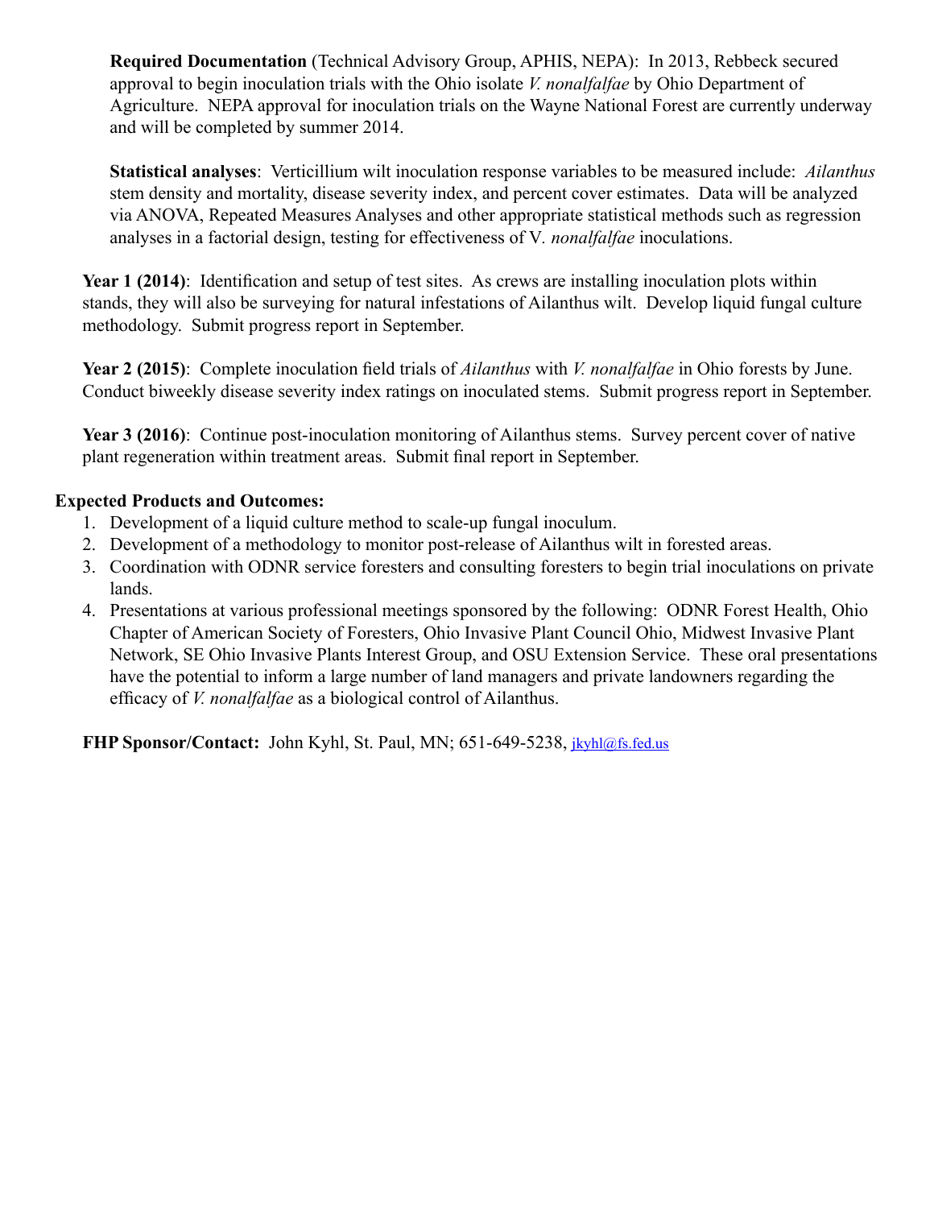**Required Documentation** (Technical Advisory Group, APHIS, NEPA): In 2013, Rebbeck secured approval to begin inoculation trials with the Ohio isolate *V. nonalfalfae* by Ohio Department of Agriculture. NEPA approval for inoculation trials on the Wayne National Forest are currently underway and will be completed by summer 2014.

**Statistical analyses**: Verticillium wilt inoculation response variables to be measured include: *Ailanthus* stem density and mortality, disease severity index, and percent cover estimates. Data will be analyzed via ANOVA, Repeated Measures Analyses and other appropriate statistical methods such as regression analyses in a factorial design, testing for effectiveness of V. *nonalfalfae* inoculations.

**Year 1 (2014)**: Identification and setup of test sites. As crews are installing inoculation plots within stands, they will also be surveying for natural infestations of Ailanthus wilt. Develop liquid fungal culture methodology. Submit progress report in September.

**Year 2 (2015)**: Complete inoculation field trials of *Ailanthus* with *V. nonalfalfae* in Ohio forests by June. Conduct biweekly disease severity index ratings on inoculated stems. Submit progress report in September.

**Year 3 (2016)**: Continue post-inoculation monitoring of Ailanthus stems. Survey percent cover of native plant regeneration within treatment areas. Submit final report in September.

**Expected Products and Outcomes:**

1. Development of a liquid culture method to scale-up fungal inoculum.
2. Development of a methodology to monitor post-release of Ailanthus wilt in forested areas.
3. Coordination with ODNR service foresters and consulting foresters to begin trial inoculations on private lands.
4. Presentations at various professional meetings sponsored by the following: ODNR Forest Health, Ohio Chapter of American Society of Foresters, Ohio Invasive Plant Council Ohio, Midwest Invasive Plant Network, SE Ohio Invasive Plants Interest Group, and OSU Extension Service. These oral presentations have the potential to inform a large number of land managers and private landowners regarding the efficacy of *V. nonalfalfae* as a biological control of Ailanthus.

**FHP Sponsor/Contact:** John Kyhl, St. Paul, MN; 651-649-5238, jkyhl@fs.fed.us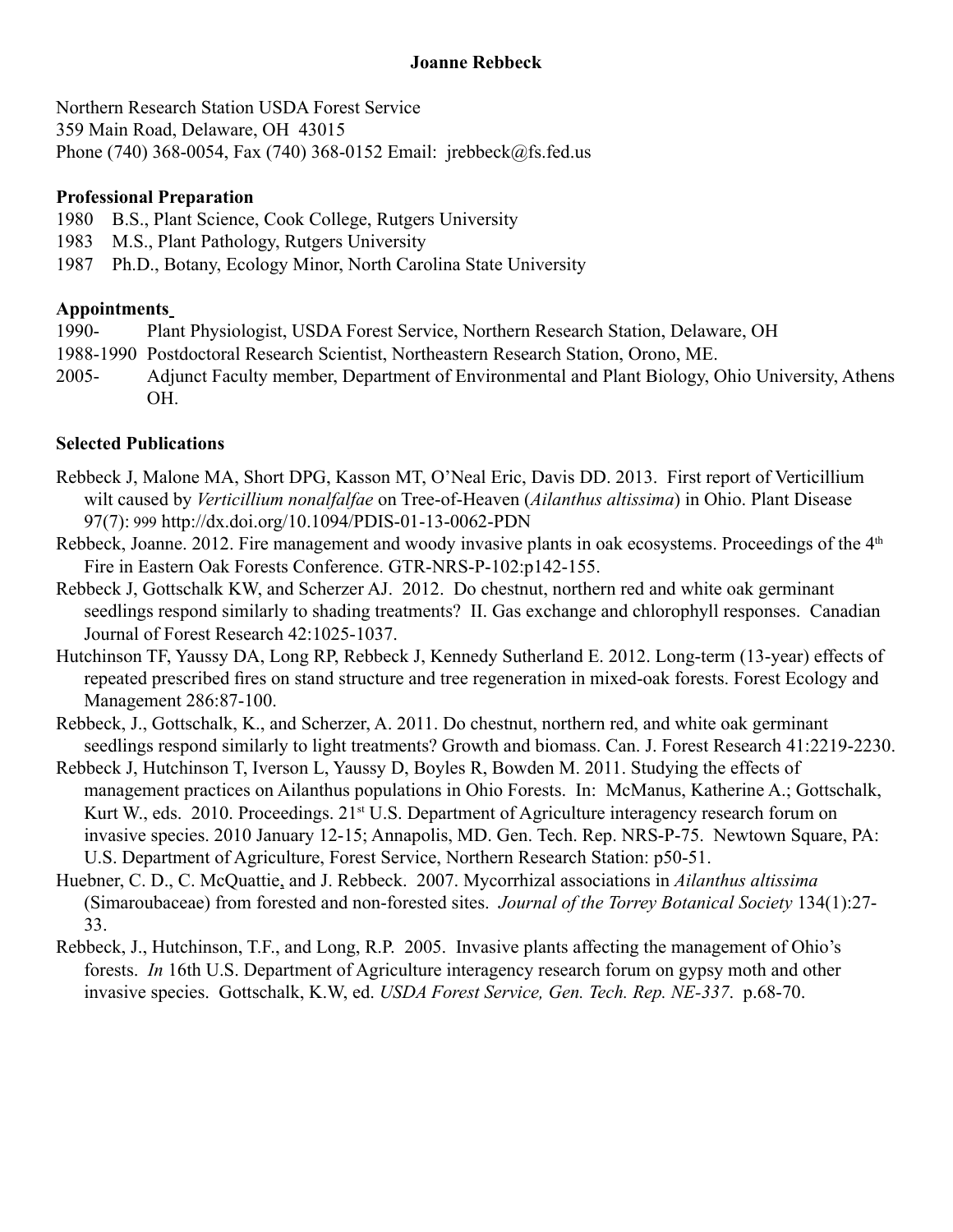**Joanne Rebbeck**

Northern Research Station USDA Forest Service
359 Main Road, Delaware, OH 43015
Phone (740) 368-0054, Fax (740) 368-0152 Email: jrebbeck@fs.fed.us

**Professional Preparation**

1980 B.S., Plant Science, Cook College, Rutgers University
1983 M.S., Plant Pathology, Rutgers University
1987 Ph.D., Botany, Ecology Minor, North Carolina State University

**Appointments**

1990- Plant Physiologist, USDA Forest Service, Northern Research Station, Delaware, OH
1988-1990 Postdoctoral Research Scientist, Northeastern Research Station, Orono, ME.
2005- Adjunct Faculty member, Department of Environmental and Plant Biology, Ohio University, Athens OH.

**Selected Publications**

Rebbeck J, Malone MA, Short DPG, Kasson MT, O'Neal Eric, Davis DD. 2013. First report of Verticillium wilt caused by *Verticillium nonalfalfae* on Tree-of-Heaven (*Ailanthus altissima*) in Ohio. Plant Disease 97(7): 999 http://dx.doi.org/10.1094/PDIS-01-13-0062-PDN

Rebbeck, Joanne. 2012. Fire management and woody invasive plants in oak ecosystems. Proceedings of the 4th Fire in Eastern Oak Forests Conference. GTR-NRS-P-102:p142-155.

Rebbeck J, Gottschalk KW, and Scherzer AJ. 2012. Do chestnut, northern red and white oak germinant seedlings respond similarly to shading treatments? II. Gas exchange and chlorophyll responses. Canadian Journal of Forest Research 42:1025-1037.

Hutchinson TF, Yaussy DA, Long RP, Rebbeck J, Kennedy Sutherland E. 2012. Long-term (13-year) effects of repeated prescribed fires on stand structure and tree regeneration in mixed-oak forests. Forest Ecology and Management 286:87-100.

Rebbeck, J., Gottschalk, K., and Scherzer, A. 2011. Do chestnut, northern red, and white oak germinant seedlings respond similarly to light treatments? Growth and biomass. Can. J. Forest Research 41:2219-2230.

Rebbeck J, Hutchinson T, Iverson L, Yaussy D, Boyles R, Bowden M. 2011. Studying the effects of management practices on Ailanthus populations in Ohio Forests. In: McManus, Katherine A.; Gottschalk, Kurt W., eds. 2010. Proceedings. 21st U.S. Department of Agriculture interagency research forum on invasive species. 2010 January 12-15; Annapolis, MD. Gen. Tech. Rep. NRS-P-75. Newtown Square, PA: U.S. Department of Agriculture, Forest Service, Northern Research Station: p50-51.

Huebner, C. D., C. McQuattie, and J. Rebbeck. 2007. Mycorrhizal associations in *Ailanthus altissima* (Simaroubaceae) from forested and non-forested sites. *Journal of the Torrey Botanical Society* 134(1):27-33.

Rebbeck, J., Hutchinson, T.F., and Long, R.P. 2005. Invasive plants affecting the management of Ohio's forests. *In* 16th U.S. Department of Agriculture interagency research forum on gypsy moth and other invasive species. Gottschalk, K.W, ed. *USDA Forest Service, Gen. Tech. Rep. NE-337*. p.68-70.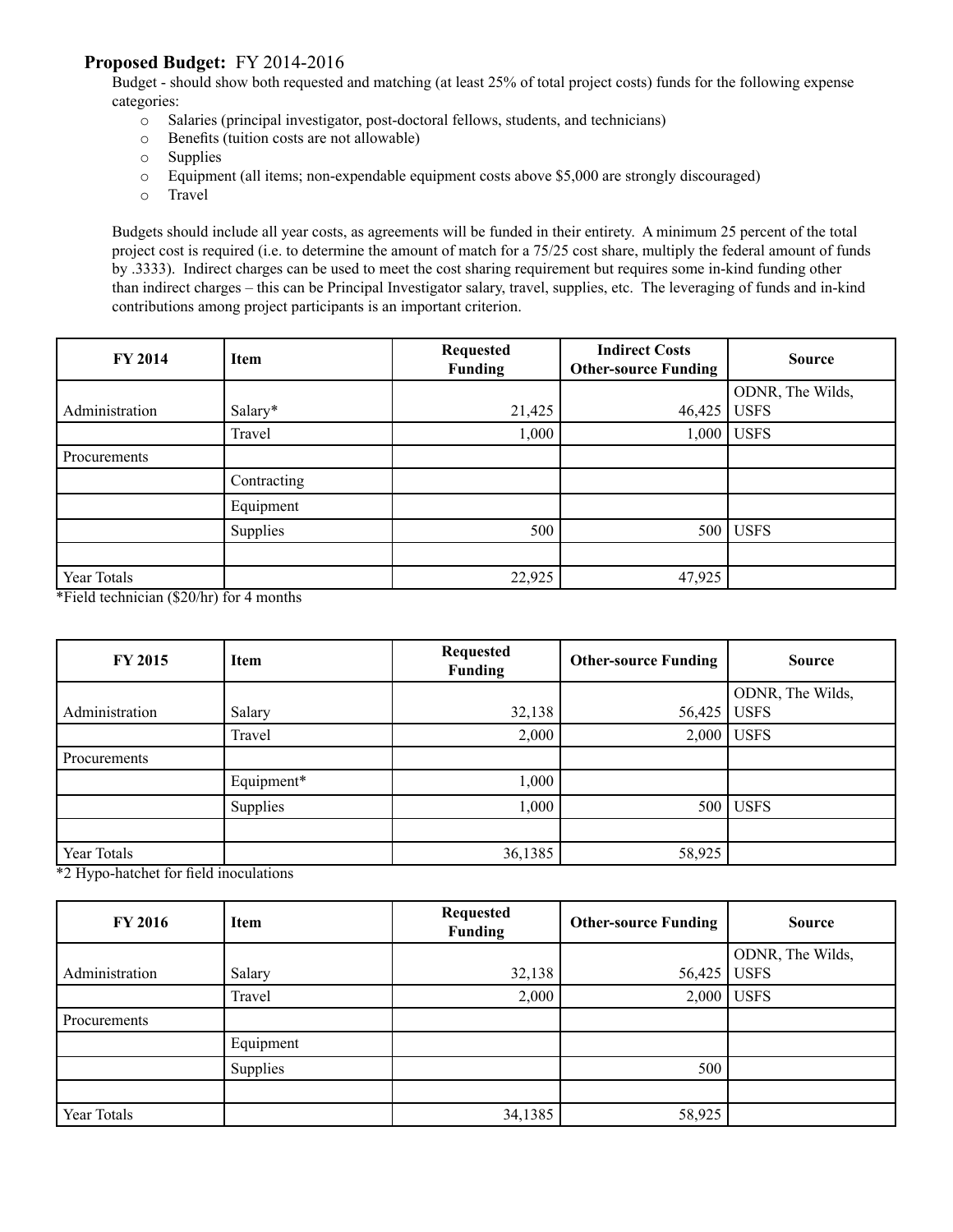**Proposed Budget:** FY 2014-2016

Budget - should show both requested and matching (at least 25% of total project costs) funds for the following expense categories:

- Salaries (principal investigator, post-doctoral fellows, students, and technicians)
- Benefits (tuition costs are not allowable)
- Supplies
- Equipment (all items; non-expendable equipment costs above $5,000 are strongly discouraged)
- Travel

Budgets should include all year costs, as agreements will be funded in their entirety. A minimum 25 percent of the total project cost is required (i.e. to determine the amount of match for a 75/25 cost share, multiply the federal amount of funds by .3333). Indirect charges can be used to meet the cost sharing requirement but requires some in-kind funding other than indirect charges – this can be Principal Investigator salary, travel, supplies, etc. The leveraging of funds and in-kind contributions among project participants is an important criterion.

| FY 2014 | Item | Requested Funding | Indirect Costs Other-source Funding | Source |
|---|---|---|---|---|
| Administration | Salary* | 21,425 | 46,425 | ODNR, The Wilds, USFS |
| | Travel | 1,000 | 1,000 | USFS |
| Procurements | | | | |
| | Contracting | | | |
| | Equipment | | | |
| | Supplies | 500 | 500 | USFS |
| | | | | |
| Year Totals | | 22,925 | 47,925 | |

*Field technician ($20/hr) for 4 months

| FY 2015 | Item | Requested Funding | Other-source Funding | Source |
|---|---|---|---|---|
| Administration | Salary | 32,138 | 56,425 | ODNR, The Wilds, USFS |
| | Travel | 2,000 | 2,000 | USFS |
| Procurements | | | | |
| | Equipment* | 1,000 | | |
| | Supplies | 1,000 | 500 | USFS |
| | | | | |
| Year Totals | | 36,1385 | 58,925 | |

*2 Hypo-hatchet for field inoculations

| FY 2016 | Item | Requested Funding | Other-source Funding | Source |
|---|---|---|---|---|
| Administration | Salary | 32,138 | 56,425 | ODNR, The Wilds, USFS |
| | Travel | 2,000 | 2,000 | USFS |
| Procurements | | | | |
| | Equipment | | | |
| | Supplies | | 500 | |
| | | | | |
| Year Totals | | 34,1385 | 58,925 | |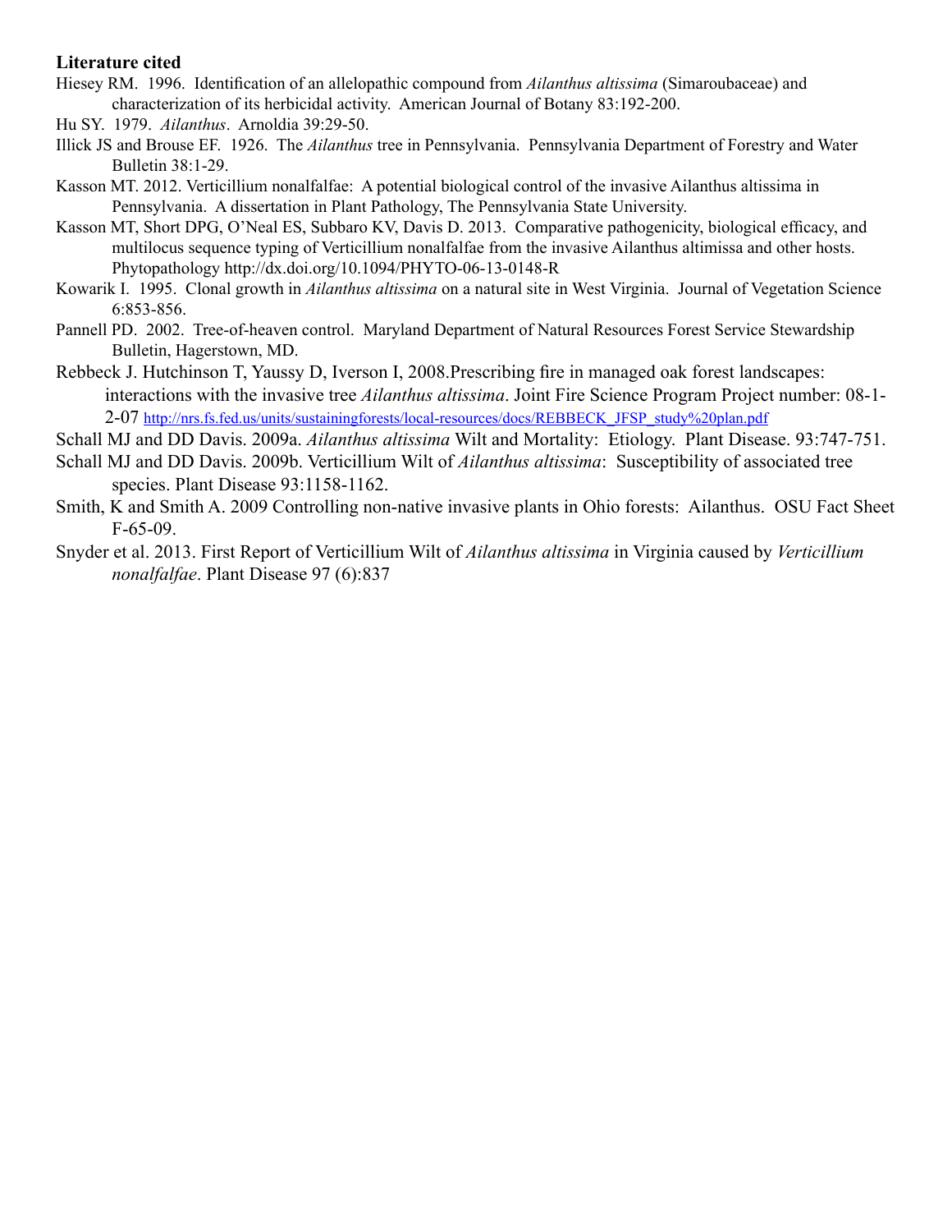**Literature cited**

Hiesey RM. 1996. Identification of an allelopathic compound from *Ailanthus altissima* (Simaroubaceae) and characterization of its herbicidal activity. American Journal of Botany 83:192-200.

Hu SY. 1979. *Ailanthus*. Arnoldia 39:29-50.

Illick JS and Brouse EF. 1926. The *Ailanthus* tree in Pennsylvania. Pennsylvania Department of Forestry and Water Bulletin 38:1-29.

Kasson MT. 2012. Verticillium nonalfalfae: A potential biological control of the invasive Ailanthus altissima in Pennsylvania. A dissertation in Plant Pathology, The Pennsylvania State University.

Kasson MT, Short DPG, O'Neal ES, Subbaro KV, Davis D. 2013. Comparative pathogenicity, biological efficacy, and multilocus sequence typing of Verticillium nonalfalfae from the invasive Ailanthus altimissa and other hosts. Phytopathology http://dx.doi.org/10.1094/PHYTO-06-13-0148-R

Kowarik I. 1995. Clonal growth in *Ailanthus altissima* on a natural site in West Virginia. Journal of Vegetation Science 6:853-856.

Pannell PD. 2002. Tree-of-heaven control. Maryland Department of Natural Resources Forest Service Stewardship Bulletin, Hagerstown, MD.

Rebbeck J. Hutchinson T, Yaussy D, Iverson I, 2008.Prescribing fire in managed oak forest landscapes: interactions with the invasive tree *Ailanthus altissima*. Joint Fire Science Program Project number: 08-1-2-07 http://nrs.fs.fed.us/units/sustainingforests/local-resources/docs/REBBECK_JFSP_study%20plan.pdf

Schall MJ and DD Davis. 2009a. *Ailanthus altissima* Wilt and Mortality: Etiology. Plant Disease. 93:747-751.

Schall MJ and DD Davis. 2009b. Verticillium Wilt of *Ailanthus altissima*: Susceptibility of associated tree species. Plant Disease 93:1158-1162.

Smith, K and Smith A. 2009 Controlling non-native invasive plants in Ohio forests: Ailanthus. OSU Fact Sheet F-65-09.

Snyder et al. 2013. First Report of Verticillium Wilt of *Ailanthus altissima* in Virginia caused by *Verticillium nonalfalfae*. Plant Disease 97 (6):837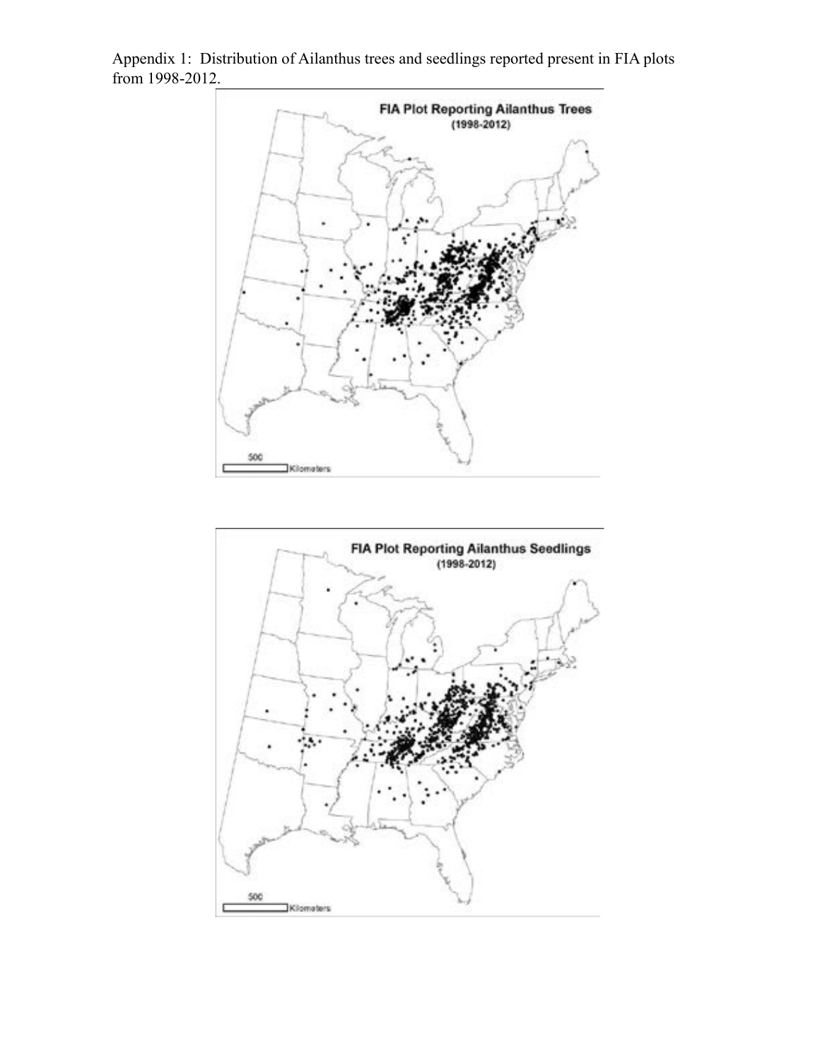Appendix 1: Distribution of Ailanthus trees and seedlings reported present in FIA plots from 1998-2012.

FIA Plot Reporting Ailanthus Trees
(1998-2012)

500
Kilometers

FIA Plot Reporting Ailanthus Seedlings
(1998-2012)

500
Kilometers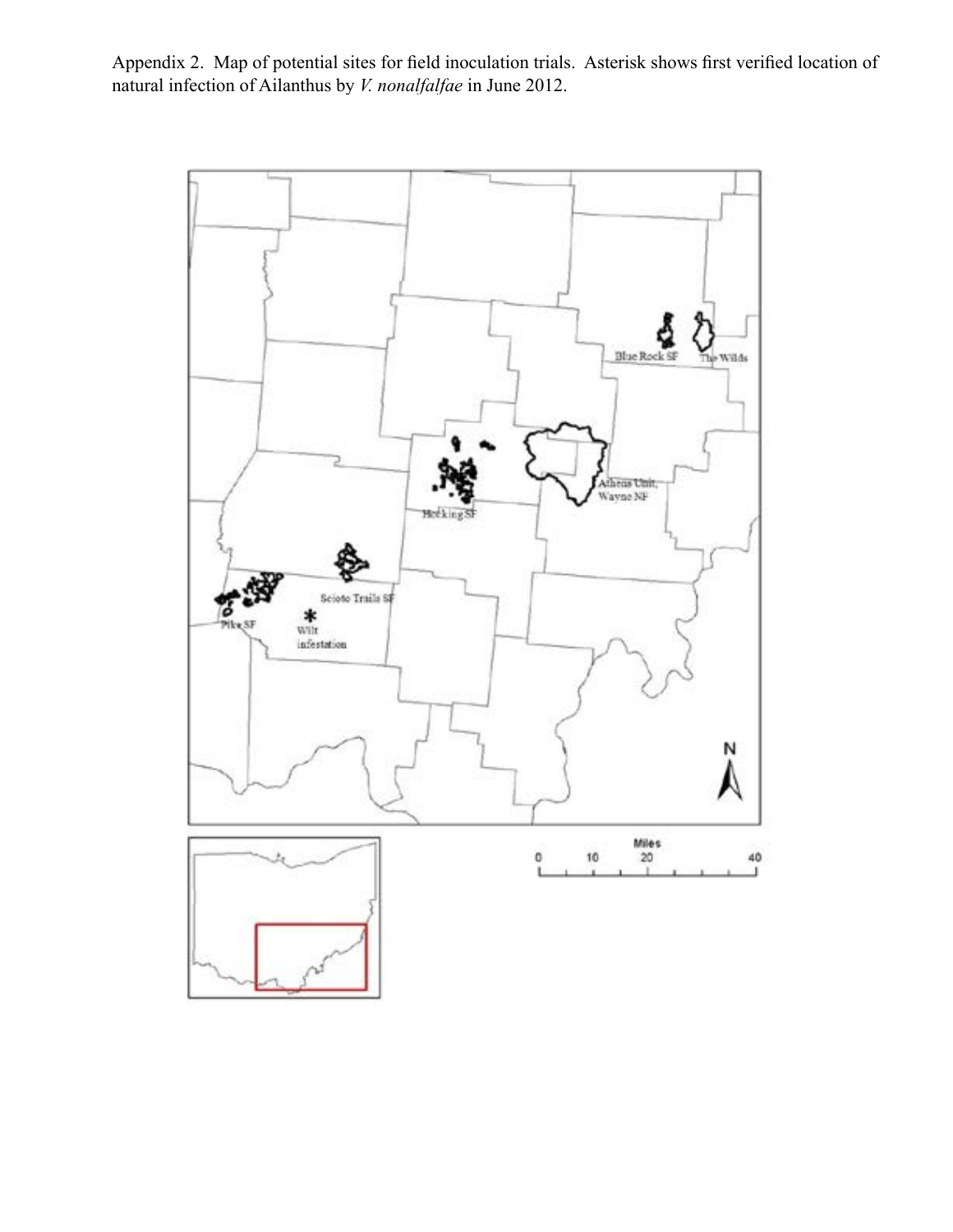Appendix 2. Map of potential sites for field inoculation trials. Asterisk shows first verified location of natural infection of Ailanthus by *V. nonalfalfae* in June 2012.

Blue Rock SF

The Wilds

Athens Unit, Wayne NF

Hocking SF

Scioto Trails SF

Pike SF

Wilt infestation

N

Miles

0 10 20 40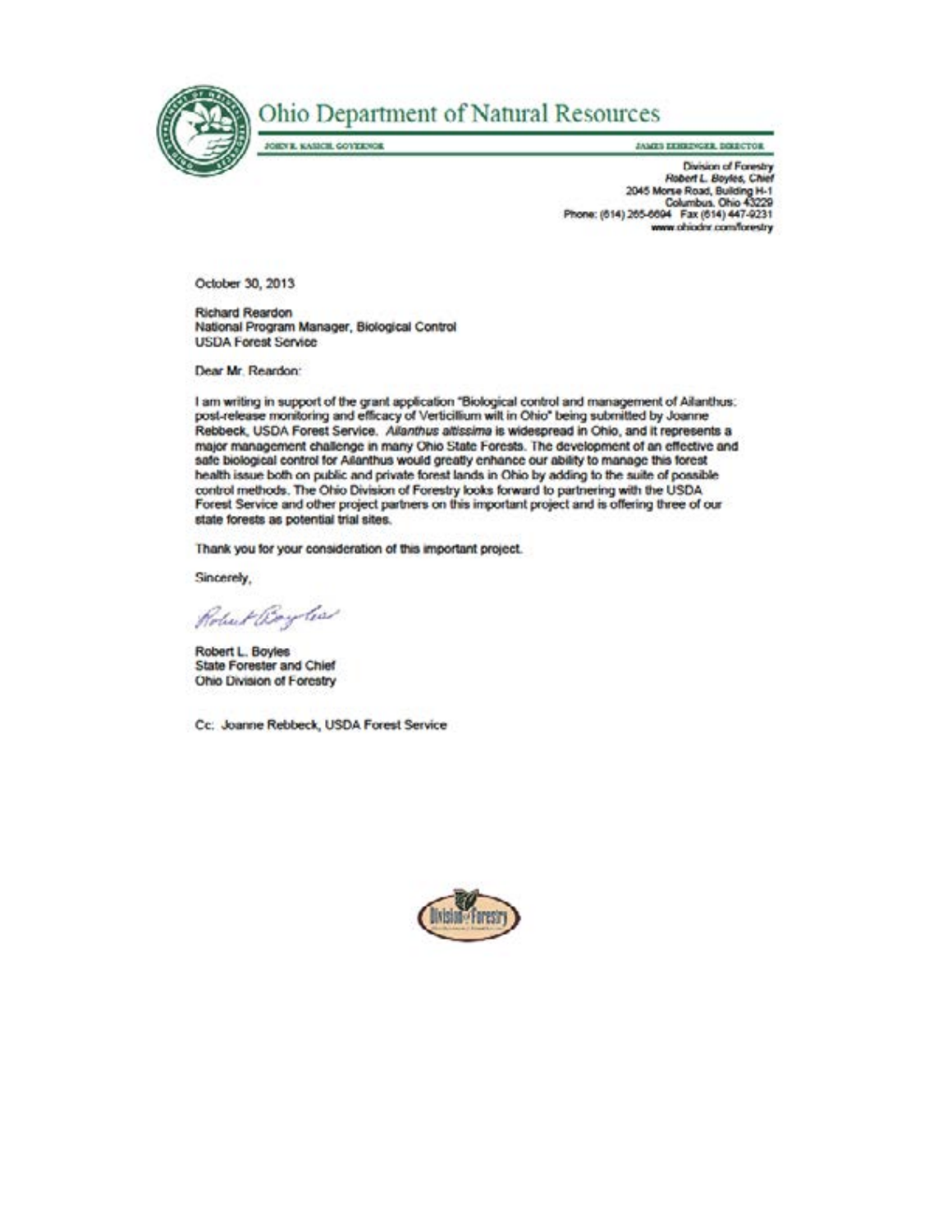# Ohio Department of Natural Resources

JOHN R. KASICH, GOVERNOR

JAMES ZEHRINGER, DIRECTOR

Division of Forestry
*Robert L. Boyles, Chief*
2045 Morse Road, Building H-1
Columbus, Ohio 43229
Phone: (614) 265-6694 Fax (614) 447-9231
www.ohiodnr.com/forestry

October 30, 2013

Richard Reardon
National Program Manager, Biological Control
USDA Forest Service

Dear Mr. Reardon:

I am writing in support of the grant application "Biological control and management of Ailanthus: post-release monitoring and efficacy of Verticillium wilt in Ohio" being submitted by Joanne Rebbeck, USDA Forest Service. *Ailanthus altissima* is widespread in Ohio, and it represents a major management challenge in many Ohio State Forests. The development of an effective and safe biological control for Ailanthus would greatly enhance our ability to manage this forest health issue both on public and private forest lands in Ohio by adding to the suite of possible control methods. The Ohio Division of Forestry looks forward to partnering with the USDA Forest Service and other project partners on this important project and is offering three of our state forests as potential trial sites.

Thank you for your consideration of this important project.

Sincerely,

Robert L. Boyles
State Forester and Chief
Ohio Division of Forestry

Cc: Joanne Rebbeck, USDA Forest Service

Division of Forestry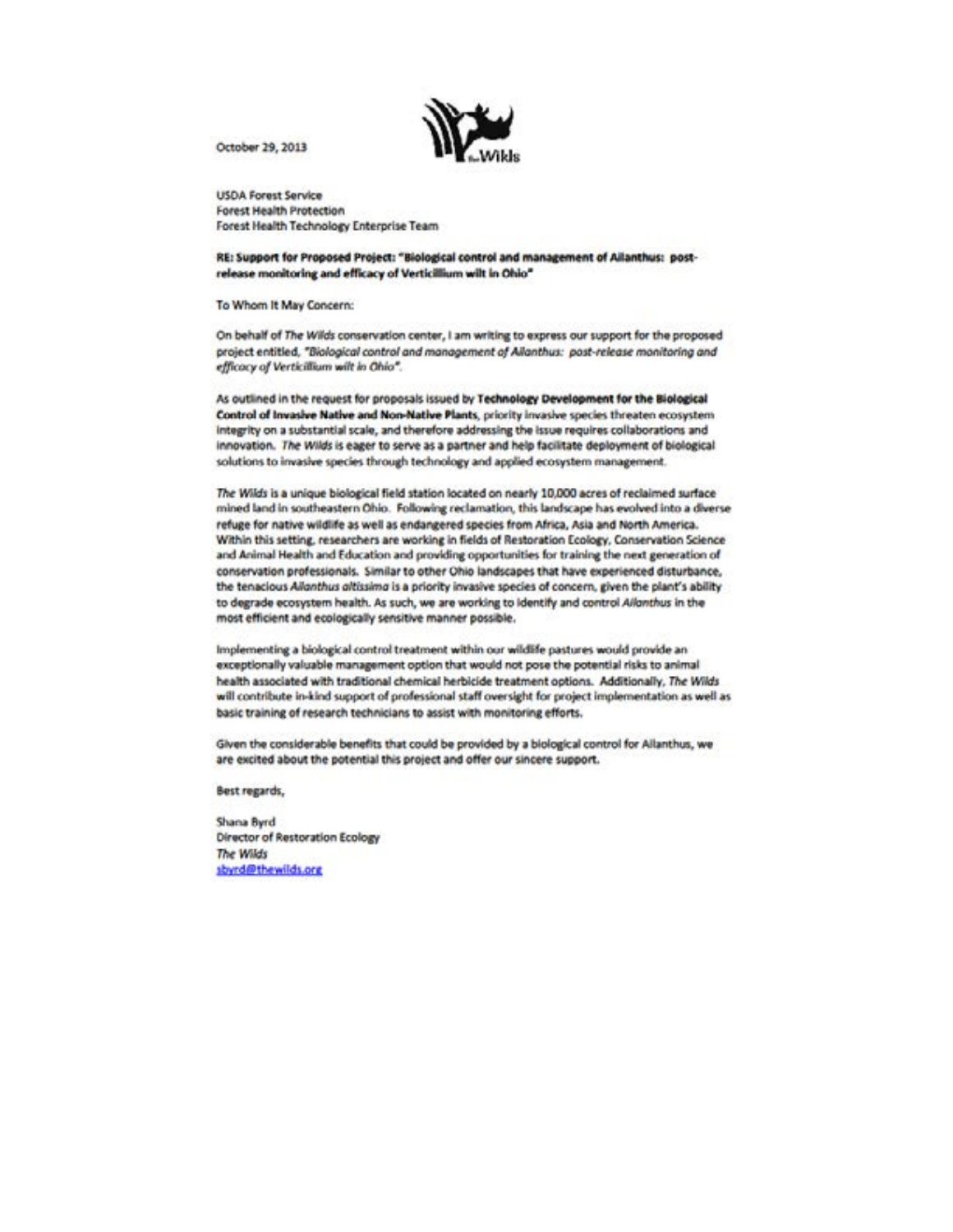October 29, 2013

USDA Forest Service
Forest Health Protection
Forest Health Technology Enterprise Team

**RE: Support for Proposed Project: "Biological control and management of Ailanthus: post-release monitoring and efficacy of Verticillium wilt in Ohio"**

To Whom It May Concern:

On behalf of *The Wilds* conservation center, I am writing to express our support for the proposed project entitled, *"Biological control and management of Ailanthus: post-release monitoring and efficacy of Verticillium wilt in Ohio"*.

As outlined in the request for proposals issued by **Technology Development for the Biological Control of Invasive Native and Non-Native Plants**, priority invasive species threaten ecosystem integrity on a substantial scale, and therefore addressing the issue requires collaborations and innovation. *The Wilds* is eager to serve as a partner and help facilitate deployment of biological solutions to invasive species through technology and applied ecosystem management.

*The Wilds* is a unique biological field station located on nearly 10,000 acres of reclaimed surface mined land in southeastern Ohio. Following reclamation, this landscape has evolved into a diverse refuge for native wildlife as well as endangered species from Africa, Asia and North America. Within this setting, researchers are working in fields of Restoration Ecology, Conservation Science and Animal Health and Education and providing opportunities for training the next generation of conservation professionals. Similar to other Ohio landscapes that have experienced disturbance, the tenacious *Ailanthus altissima* is a priority invasive species of concern, given the plant's ability to degrade ecosystem health. As such, we are working to identify and control *Ailanthus* in the most efficient and ecologically sensitive manner possible.

Implementing a biological control treatment within our wildlife pastures would provide an exceptionally valuable management option that would not pose the potential risks to animal health associated with traditional chemical herbicide treatment options. Additionally, *The Wilds* will contribute in-kind support of professional staff oversight for project implementation as well as basic training of research technicians to assist with monitoring efforts.

Given the considerable benefits that could be provided by a biological control for Ailanthus, we are excited about the potential this project and offer our sincere support.

Best regards,

Shana Byrd
Director of Restoration Ecology
*The Wilds*
sbyrd@thewilds.org